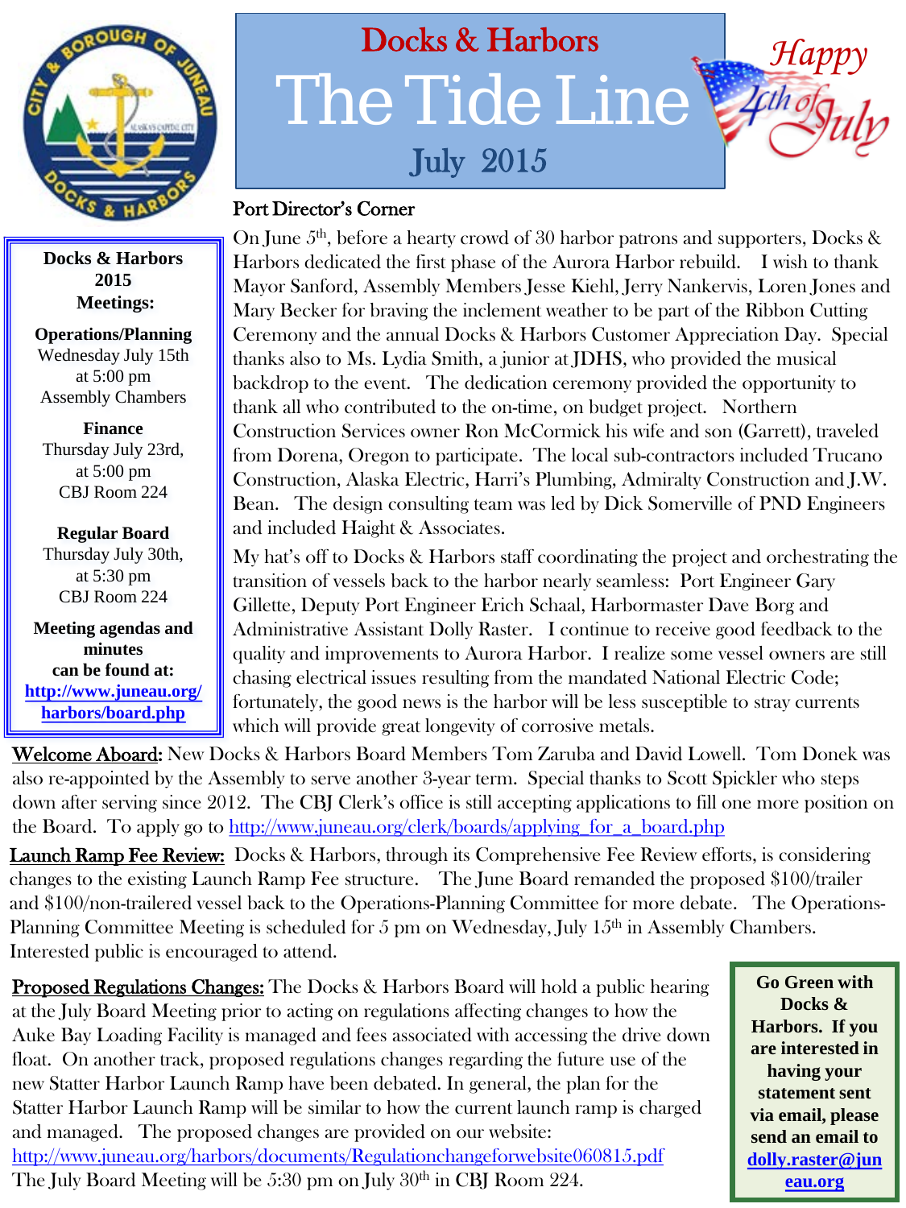# Docks & Harbors

# The Tide Line

## July 2015

Happy 4th of July

**Docks & Harbors 2015 Meetings:**

**Operations/Planning**
Wednesday July 15th
at 5:00 pm
Assembly Chambers

**Finance**
Thursday July 23rd,
at 5:00 pm
CBJ Room 224

**Regular Board**
Thursday July 30th,
at 5:30 pm
CBJ Room 224

**Meeting agendas and minutes can be found at:** **http://www.juneau.org/harbors/board.php**

### Port Director's Corner

On June 5th, before a hearty crowd of 30 harbor patrons and supporters, Docks & Harbors dedicated the first phase of the Aurora Harbor rebuild. I wish to thank Mayor Sanford, Assembly Members Jesse Kiehl, Jerry Nankervis, Loren Jones and Mary Becker for braving the inclement weather to be part of the Ribbon Cutting Ceremony and the annual Docks & Harbors Customer Appreciation Day. Special thanks also to Ms. Lydia Smith, a junior at JDHS, who provided the musical backdrop to the event. The dedication ceremony provided the opportunity to thank all who contributed to the on-time, on budget project. Northern Construction Services owner Ron McCormick his wife and son (Garrett), traveled from Dorena, Oregon to participate. The local sub-contractors included Trucano Construction, Alaska Electric, Harri's Plumbing, Admiralty Construction and J.W. Bean. The design consulting team was led by Dick Somerville of PND Engineers and included Haight & Associates.

My hat's off to Docks & Harbors staff coordinating the project and orchestrating the transition of vessels back to the harbor nearly seamless: Port Engineer Gary Gillette, Deputy Port Engineer Erich Schaal, Harbormaster Dave Borg and Administrative Assistant Dolly Raster. I continue to receive good feedback to the quality and improvements to Aurora Harbor. I realize some vessel owners are still chasing electrical issues resulting from the mandated National Electric Code; fortunately, the good news is the harbor will be less susceptible to stray currents which will provide great longevity of corrosive metals.

<u>Welcome Aboard:</u> New Docks & Harbors Board Members Tom Zaruba and David Lowell. Tom Donek was also re-appointed by the Assembly to serve another 3-year term. Special thanks to Scott Spickler who steps down after serving since 2012. The CBJ Clerk's office is still accepting applications to fill one more position on the Board. To apply go to http://www.juneau.org/clerk/boards/applying_for_a_board.php

<u>Launch Ramp Fee Review:</u> Docks & Harbors, through its Comprehensive Fee Review efforts, is considering changes to the existing Launch Ramp Fee structure. The June Board remanded the proposed $100/trailer and $100/non-trailered vessel back to the Operations-Planning Committee for more debate. The Operations-Planning Committee Meeting is scheduled for 5 pm on Wednesday, July 15th in Assembly Chambers. Interested public is encouraged to attend.

<u>Proposed Regulations Changes:</u> The Docks & Harbors Board will hold a public hearing at the July Board Meeting prior to acting on regulations affecting changes to how the Auke Bay Loading Facility is managed and fees associated with accessing the drive down float. On another track, proposed regulations changes regarding the future use of the new Statter Harbor Launch Ramp have been debated. In general, the plan for the Statter Harbor Launch Ramp will be similar to how the current launch ramp is charged and managed. The proposed changes are provided on our website: http://www.juneau.org/harbors/documents/Regulationchangeforwebsite060815.pdf
The July Board Meeting will be 5:30 pm on July 30th in CBJ Room 224.

**Go Green with Docks & Harbors. If you are interested in having your statement sent via email, please send an email to dolly.raster@juneau.org**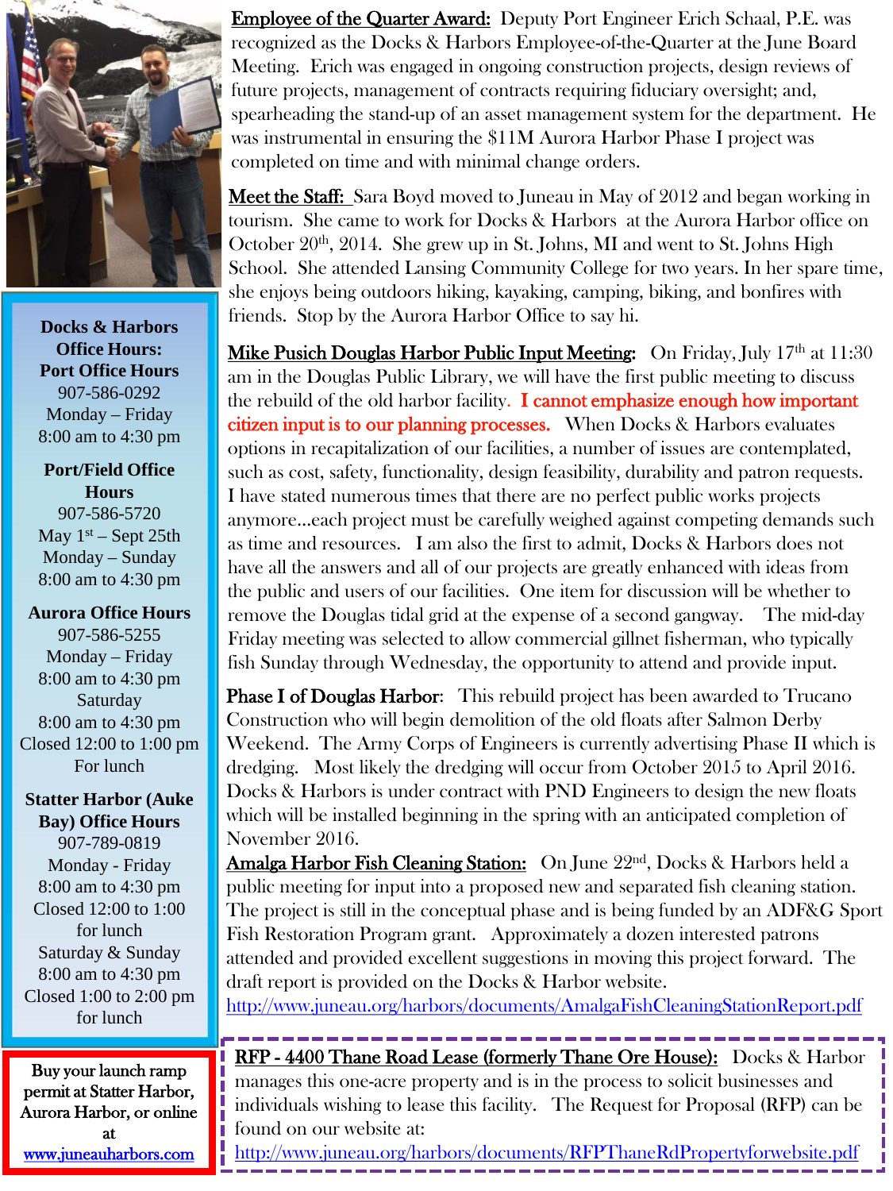**Employee of the Quarter Award:** Deputy Port Engineer Erich Schaal, P.E. was recognized as the Docks & Harbors Employee-of-the-Quarter at the June Board Meeting. Erich was engaged in ongoing construction projects, design reviews of future projects, management of contracts requiring fiduciary oversight; and, spearheading the stand-up of an asset management system for the department. He was instrumental in ensuring the $11M Aurora Harbor Phase I project was completed on time and with minimal change orders.

**Meet the Staff:** Sara Boyd moved to Juneau in May of 2012 and began working in tourism. She came to work for Docks & Harbors at the Aurora Harbor office on October 20th, 2014. She grew up in St. Johns, MI and went to St. Johns High School. She attended Lansing Community College for two years. In her spare time, she enjoys being outdoors hiking, kayaking, camping, biking, and bonfires with friends. Stop by the Aurora Harbor Office to say hi.

**Mike Pusich Douglas Harbor Public Input Meeting:** On Friday, July 17th at 11:30 am in the Douglas Public Library, we will have the first public meeting to discuss the rebuild of the old harbor facility. I cannot emphasize enough how important citizen input is to our planning processes. When Docks & Harbors evaluates options in recapitalization of our facilities, a number of issues are contemplated, such as cost, safety, functionality, design feasibility, durability and patron requests. I have stated numerous times that there are no perfect public works projects anymore…each project must be carefully weighed against competing demands such as time and resources. I am also the first to admit, Docks & Harbors does not have all the answers and all of our projects are greatly enhanced with ideas from the public and users of our facilities. One item for discussion will be whether to remove the Douglas tidal grid at the expense of a second gangway. The mid-day Friday meeting was selected to allow commercial gillnet fisherman, who typically fish Sunday through Wednesday, the opportunity to attend and provide input.

**Phase I of Douglas Harbor:** This rebuild project has been awarded to Trucano Construction who will begin demolition of the old floats after Salmon Derby Weekend. The Army Corps of Engineers is currently advertising Phase II which is dredging. Most likely the dredging will occur from October 2015 to April 2016. Docks & Harbors is under contract with PND Engineers to design the new floats which will be installed beginning in the spring with an anticipated completion of November 2016.

**Amalga Harbor Fish Cleaning Station:** On June 22nd, Docks & Harbors held a public meeting for input into a proposed new and separated fish cleaning station. The project is still in the conceptual phase and is being funded by an ADF&G Sport Fish Restoration Program grant. Approximately a dozen interested patrons attended and provided excellent suggestions in moving this project forward. The draft report is provided on the Docks & Harbor website.
http://www.juneau.org/harbors/documents/AmalgaFishCleaningStationReport.pdf

**RFP - 4400 Thane Road Lease (formerly Thane Ore House):** Docks & Harbor manages this one-acre property and is in the process to solicit businesses and individuals wishing to lease this facility. The Request for Proposal (RFP) can be found on our website at:
http://www.juneau.org/harbors/documents/RFPThaneRdPropertyforwebsite.pdf

**Docks & Harbors Office Hours:**

**Port Office Hours**
907-586-0292
Monday – Friday
8:00 am to 4:30 pm

**Port/Field Office Hours**
907-586-5720
May 1st – Sept 25th
Monday – Sunday
8:00 am to 4:30 pm

**Aurora Office Hours**
907-586-5255
Monday – Friday
8:00 am to 4:30 pm
Saturday
8:00 am to 4:30 pm
Closed 12:00 to 1:00 pm For lunch

**Statter Harbor (Auke Bay) Office Hours**
907-789-0819
Monday - Friday
8:00 am to 4:30 pm
Closed 12:00 to 1:00 for lunch
Saturday & Sunday
8:00 am to 4:30 pm
Closed 1:00 to 2:00 pm for lunch

Buy your launch ramp permit at Statter Harbor, Aurora Harbor, or online at www.juneauharbors.com